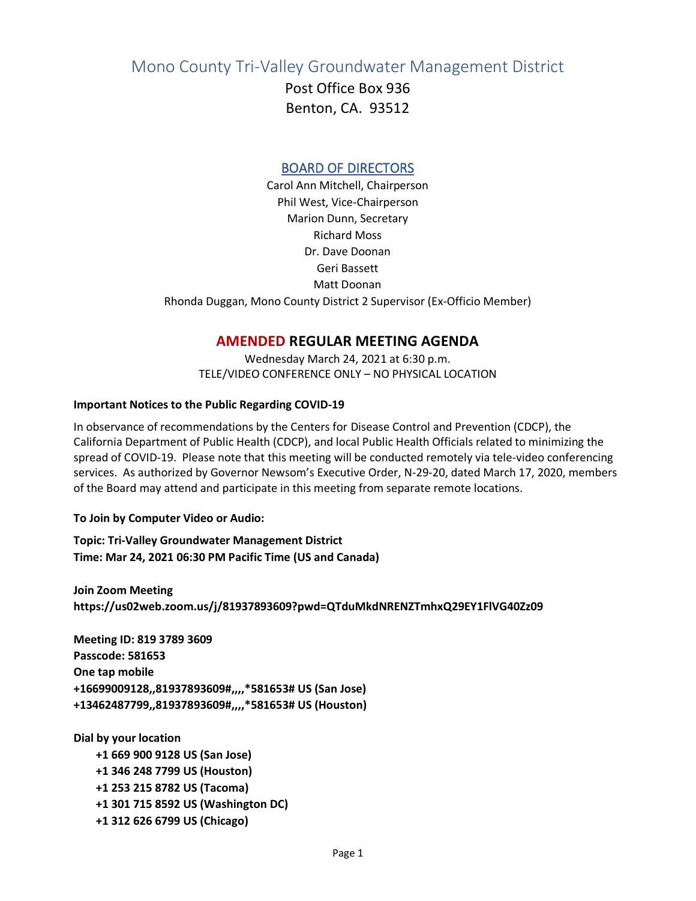# Mono County Tri-Valley Groundwater Management District

Post Office Box 936
Benton, CA. 93512

## BOARD OF DIRECTORS

Carol Ann Mitchell, Chairperson
Phil West, Vice-Chairperson
Marion Dunn, Secretary
Richard Moss
Dr. Dave Doonan
Geri Bassett
Matt Doonan
Rhonda Duggan, Mono County District 2 Supervisor (Ex-Officio Member)

## AMENDED REGULAR MEETING AGENDA

Wednesday March 24, 2021 at 6:30 p.m.
TELE/VIDEO CONFERENCE ONLY – NO PHYSICAL LOCATION

**Important Notices to the Public Regarding COVID-19**

In observance of recommendations by the Centers for Disease Control and Prevention (CDCP), the California Department of Public Health (CDCP), and local Public Health Officials related to minimizing the spread of COVID-19. Please note that this meeting will be conducted remotely via tele-video conferencing services. As authorized by Governor Newsom's Executive Order, N-29-20, dated March 17, 2020, members of the Board may attend and participate in this meeting from separate remote locations.

**To Join by Computer Video or Audio:**

**Topic: Tri-Valley Groundwater Management District**
**Time: Mar 24, 2021 06:30 PM Pacific Time (US and Canada)**

**Join Zoom Meeting**
**https://us02web.zoom.us/j/81937893609?pwd=QTduMkdNRENZTmhxQ29EY1FlVG40Zz09**

**Meeting ID: 819 3789 3609**
**Passcode: 581653**
**One tap mobile**
**+16699009128,,81937893609#,,,,*581653# US (San Jose)**
**+13462487799,,81937893609#,,,,*581653# US (Houston)**

**Dial by your location**

- **+1 669 900 9128 US (San Jose)**
- **+1 346 248 7799 US (Houston)**
- **+1 253 215 8782 US (Tacoma)**
- **+1 301 715 8592 US (Washington DC)**
- **+1 312 626 6799 US (Chicago)**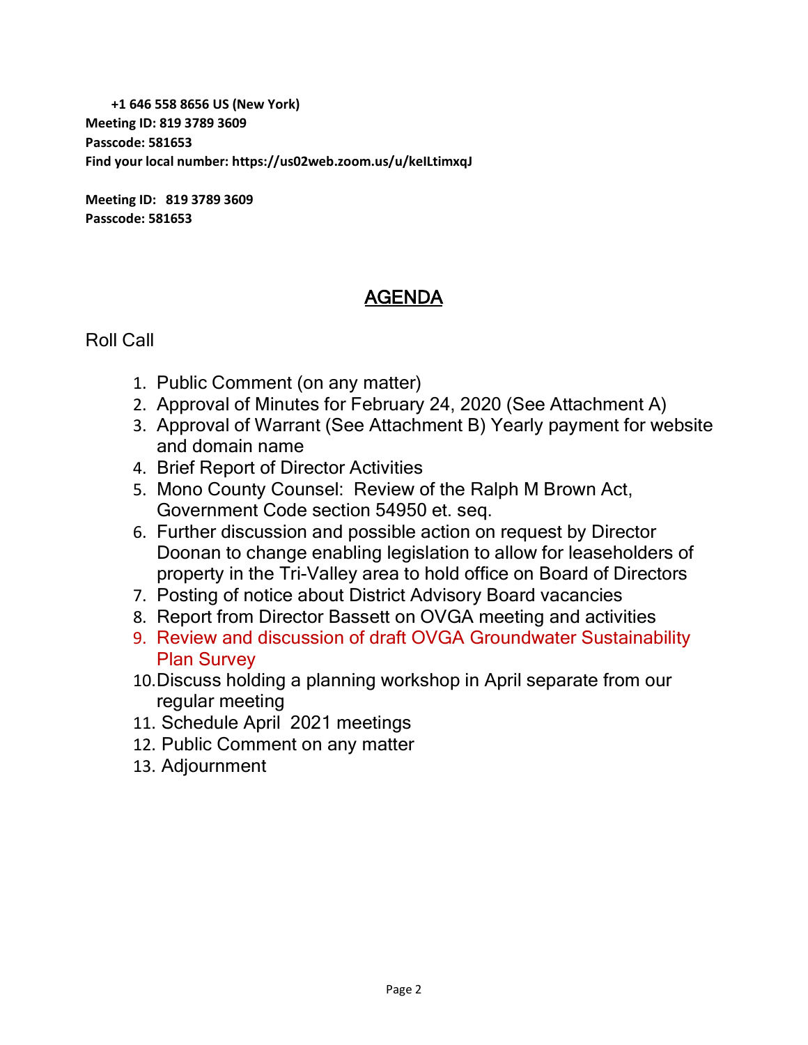**+1 646 558 8656 US (New York)**
**Meeting ID: 819 3789 3609**
**Passcode: 581653**
**Find your local number: https://us02web.zoom.us/u/keILtimxqJ**

**Meeting ID: 819 3789 3609**
**Passcode: 581653**

# AGENDA

Roll Call

1. Public Comment (on any matter)
2. Approval of Minutes for February 24, 2020 (See Attachment A)
3. Approval of Warrant (See Attachment B) Yearly payment for website and domain name
4. Brief Report of Director Activities
5. Mono County Counsel: Review of the Ralph M Brown Act, Government Code section 54950 et. seq.
6. Further discussion and possible action on request by Director Doonan to change enabling legislation to allow for leaseholders of property in the Tri-Valley area to hold office on Board of Directors
7. Posting of notice about District Advisory Board vacancies
8. Report from Director Bassett on OVGA meeting and activities
9. Review and discussion of draft OVGA Groundwater Sustainability Plan Survey
10. Discuss holding a planning workshop in April separate from our regular meeting
11. Schedule April 2021 meetings
12. Public Comment on any matter
13. Adjournment